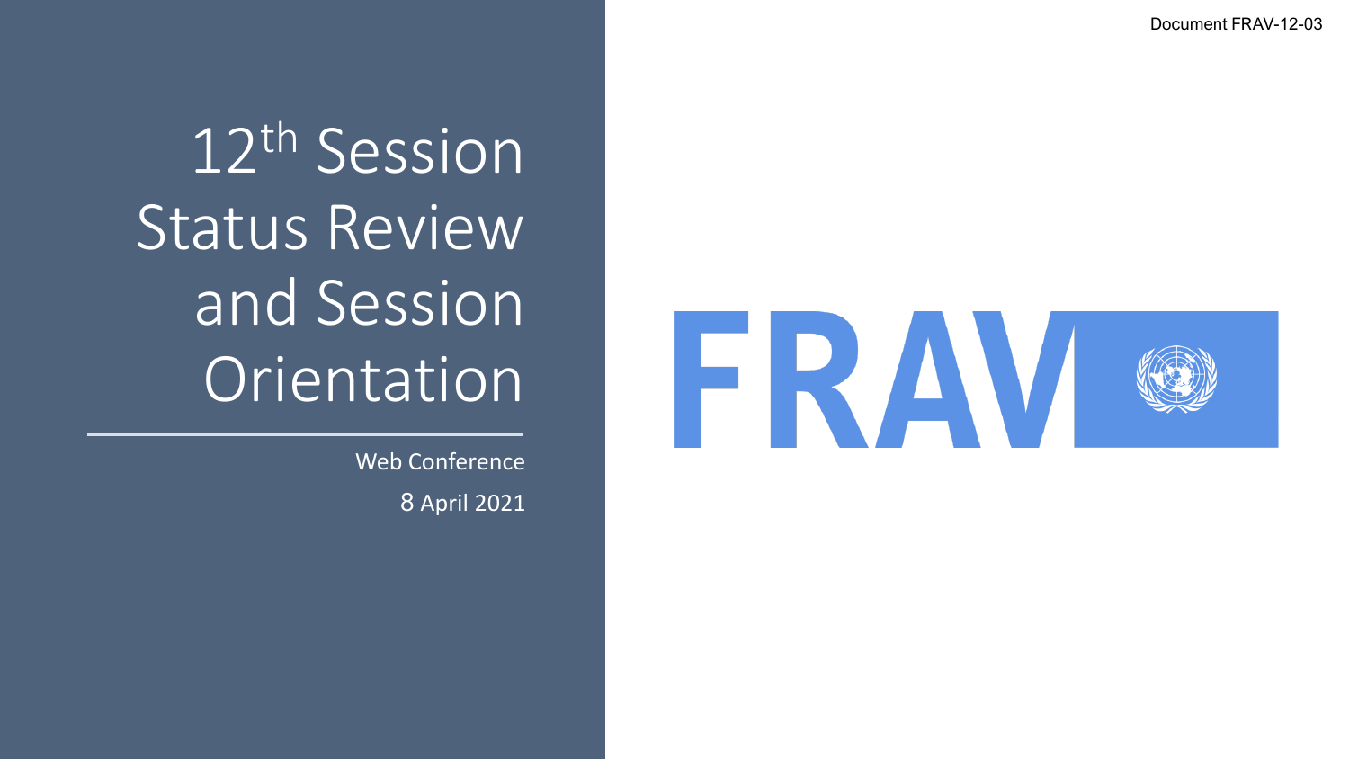Document FRAV-12-03

# 12th Session Status Review and Session Orientation

Web Conference

8 April 2021

FRAV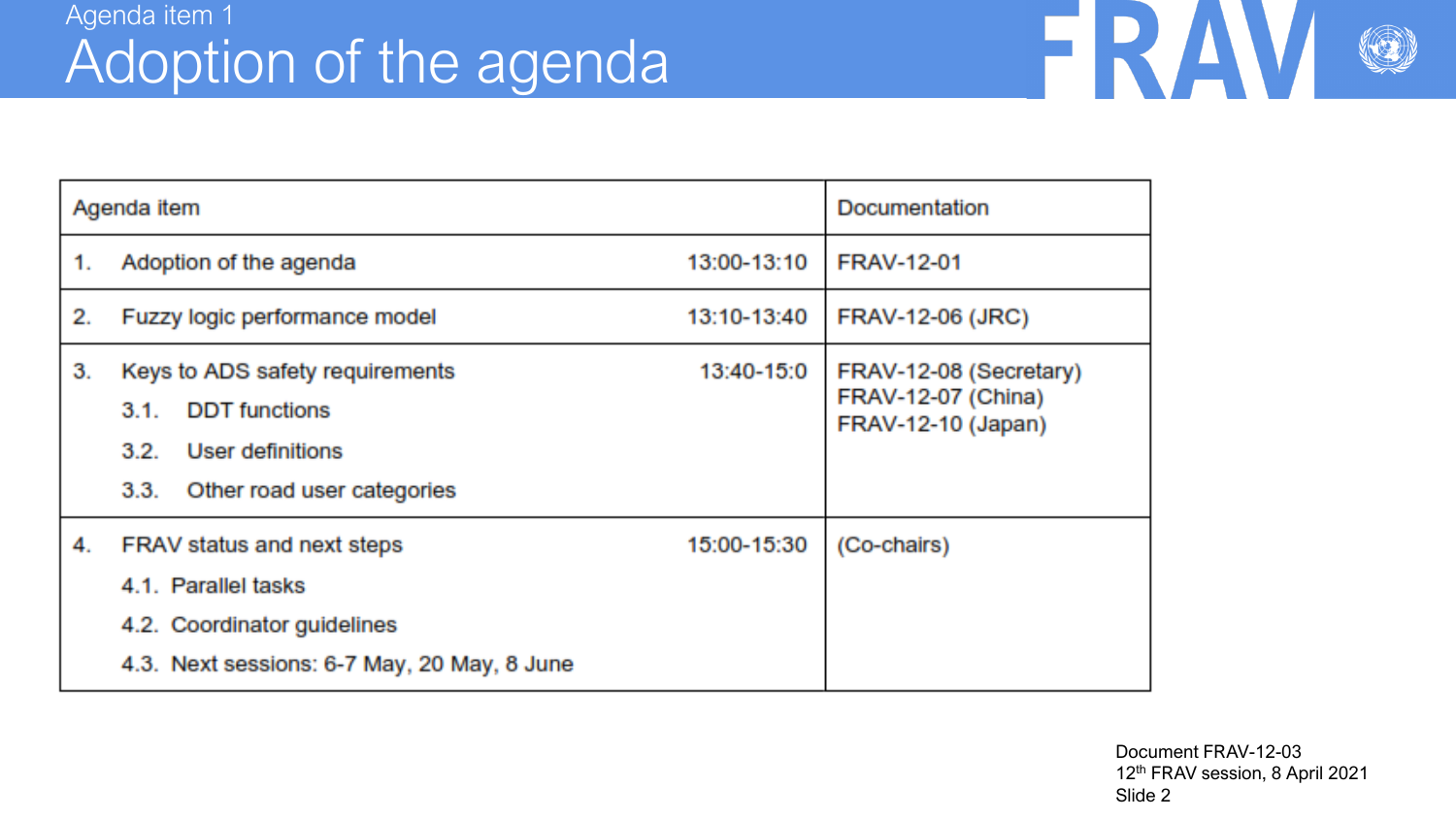Agenda item 1

# Adoption of the agenda

| Agenda item | | Documentation |
|---|---|---|
| 1. Adoption of the agenda | 13:00-13:10 | FRAV-12-01 |
| 2. Fuzzy logic performance model | 13:10-13:40 | FRAV-12-06 (JRC) |
| 3. Keys to ADS safety requirements<br>3.1. DDT functions<br>3.2. User definitions<br>3.3. Other road user categories | 13:40-15:0 | FRAV-12-08 (Secretary)<br>FRAV-12-07 (China)<br>FRAV-12-10 (Japan) |
| 4. FRAV status and next steps<br>4.1. Parallel tasks<br>4.2. Coordinator guidelines<br>4.3. Next sessions: 6-7 May, 20 May, 8 June | 15:00-15:30 | (Co-chairs) |

Document FRAV-12-03
12th FRAV session, 8 April 2021
Slide 2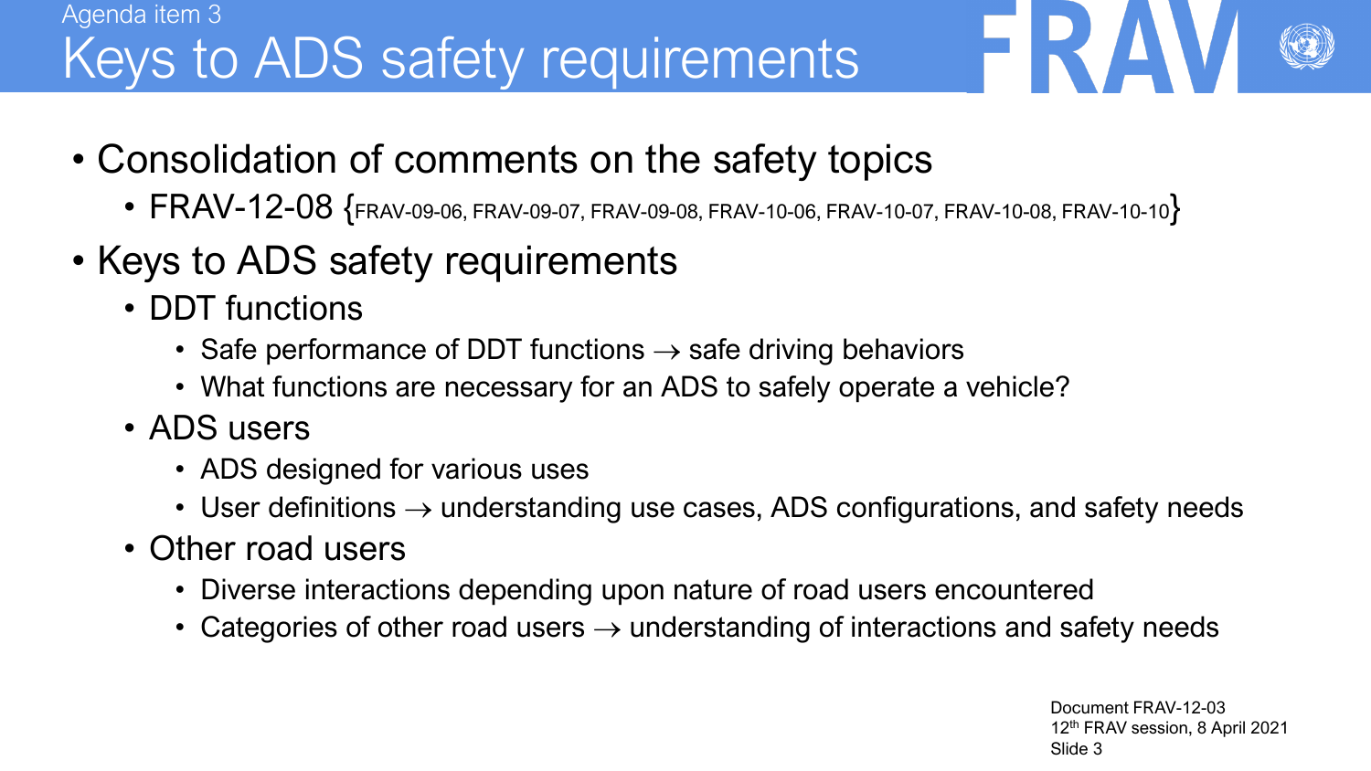Agenda item 3

# Keys to ADS safety requirements

- Consolidation of comments on the safety topics
  - FRAV-12-08 {FRAV-09-06, FRAV-09-07, FRAV-09-08, FRAV-10-06, FRAV-10-07, FRAV-10-08, FRAV-10-10}
- Keys to ADS safety requirements
  - DDT functions
    - Safe performance of DDT functions → safe driving behaviors
    - What functions are necessary for an ADS to safely operate a vehicle?
  - ADS users
    - ADS designed for various uses
    - User definitions → understanding use cases, ADS configurations, and safety needs
  - Other road users
    - Diverse interactions depending upon nature of road users encountered
    - Categories of other road users → understanding of interactions and safety needs

Document FRAV-12-03
12th FRAV session, 8 April 2021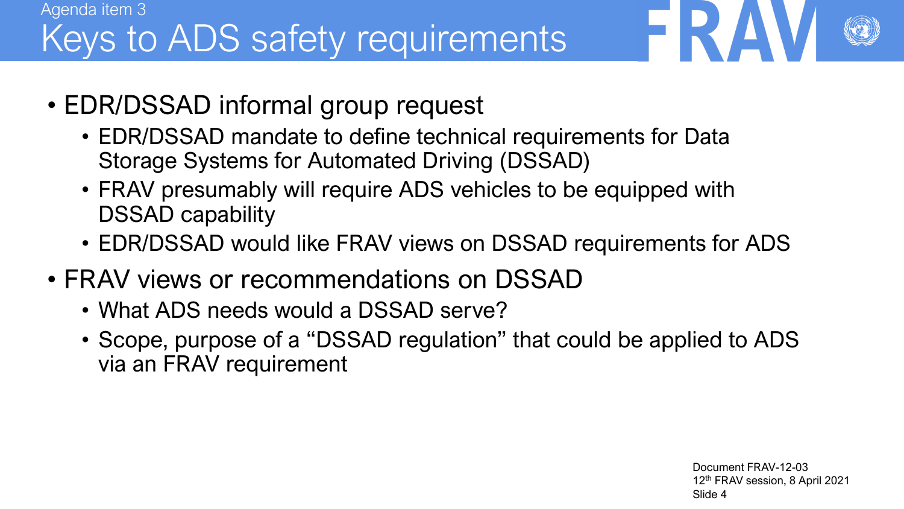Agenda item 3

# Keys to ADS safety requirements

- EDR/DSSAD informal group request
  - EDR/DSSAD mandate to define technical requirements for Data Storage Systems for Automated Driving (DSSAD)
  - FRAV presumably will require ADS vehicles to be equipped with DSSAD capability
  - EDR/DSSAD would like FRAV views on DSSAD requirements for ADS
- FRAV views or recommendations on DSSAD
  - What ADS needs would a DSSAD serve?
  - Scope, purpose of a "DSSAD regulation" that could be applied to ADS via an FRAV requirement

Document FRAV-12-03
12th FRAV session, 8 April 2021
Slide 4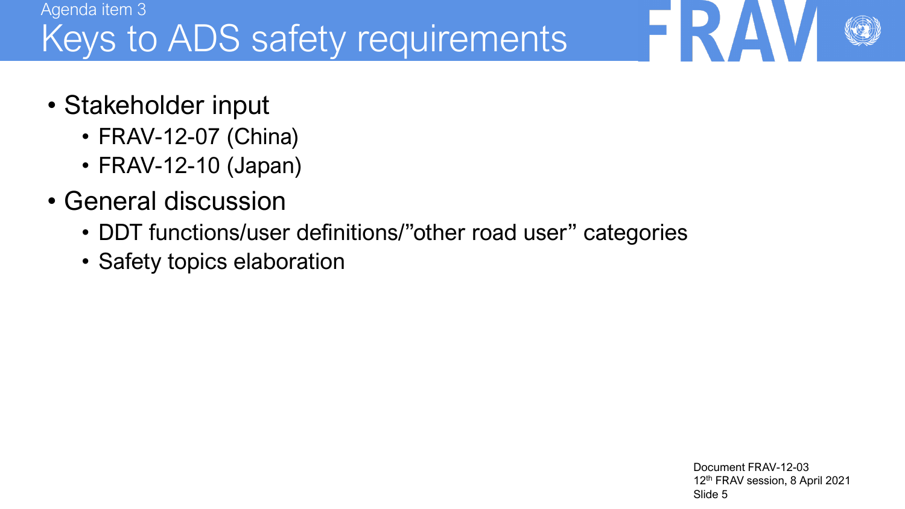Agenda item 3

# Keys to ADS safety requirements

- Stakeholder input
  - FRAV-12-07 (China)
  - FRAV-12-10 (Japan)
- General discussion
  - DDT functions/user definitions/"other road user" categories
  - Safety topics elaboration

Document FRAV-12-03
12th FRAV session, 8 April 2021
Slide 5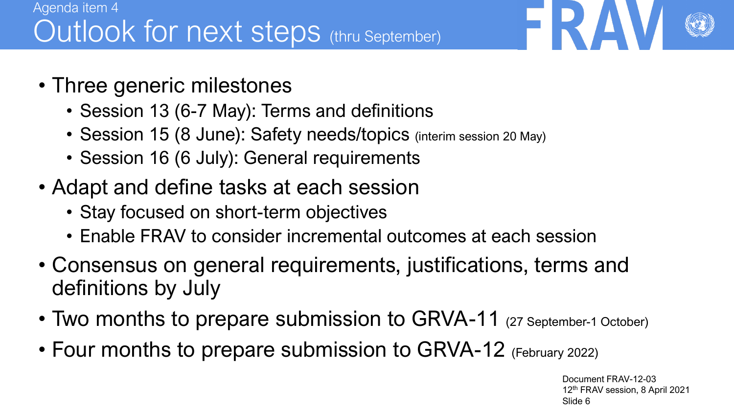Agenda item 4

# Outlook for next steps (thru September)

- Three generic milestones
  - Session 13 (6-7 May): Terms and definitions
  - Session 15 (8 June): Safety needs/topics (interim session 20 May)
  - Session 16 (6 July): General requirements
- Adapt and define tasks at each session
  - Stay focused on short-term objectives
  - Enable FRAV to consider incremental outcomes at each session
- Consensus on general requirements, justifications, terms and definitions by July
- Two months to prepare submission to GRVA-11 (27 September-1 October)
- Four months to prepare submission to GRVA-12 (February 2022)

Document FRAV-12-03
12th FRAV session, 8 April 2021
Slide 6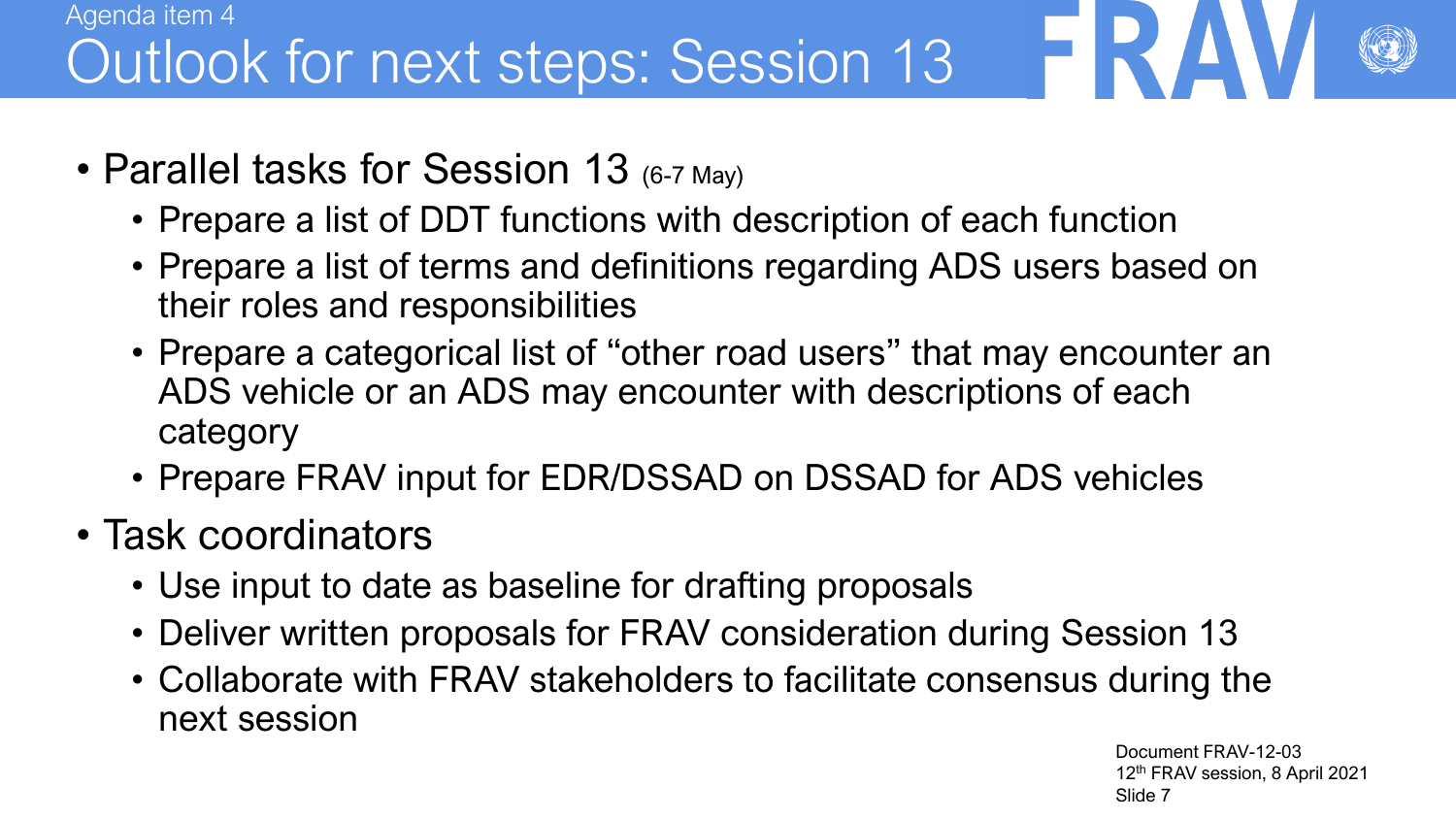Agenda item 4

# Outlook for next steps: Session 13

- Parallel tasks for Session 13 (6-7 May)
  - Prepare a list of DDT functions with description of each function
  - Prepare a list of terms and definitions regarding ADS users based on their roles and responsibilities
  - Prepare a categorical list of "other road users" that may encounter an ADS vehicle or an ADS may encounter with descriptions of each category
  - Prepare FRAV input for EDR/DSSAD on DSSAD for ADS vehicles
- Task coordinators
  - Use input to date as baseline for drafting proposals
  - Deliver written proposals for FRAV consideration during Session 13
  - Collaborate with FRAV stakeholders to facilitate consensus during the next session

Document FRAV-12-03
12th FRAV session, 8 April 2021
Slide 7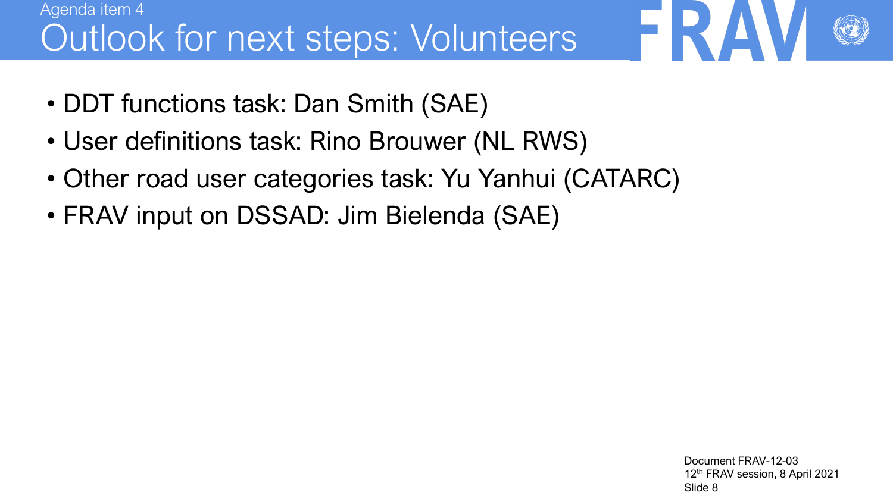Agenda item 4

# Outlook for next steps: Volunteers

- DDT functions task: Dan Smith (SAE)
- User definitions task: Rino Brouwer (NL RWS)
- Other road user categories task: Yu Yanhui (CATARC)
- FRAV input on DSSAD: Jim Bielenda (SAE)

Document FRAV-12-03
12th FRAV session, 8 April 2021
Slide 8